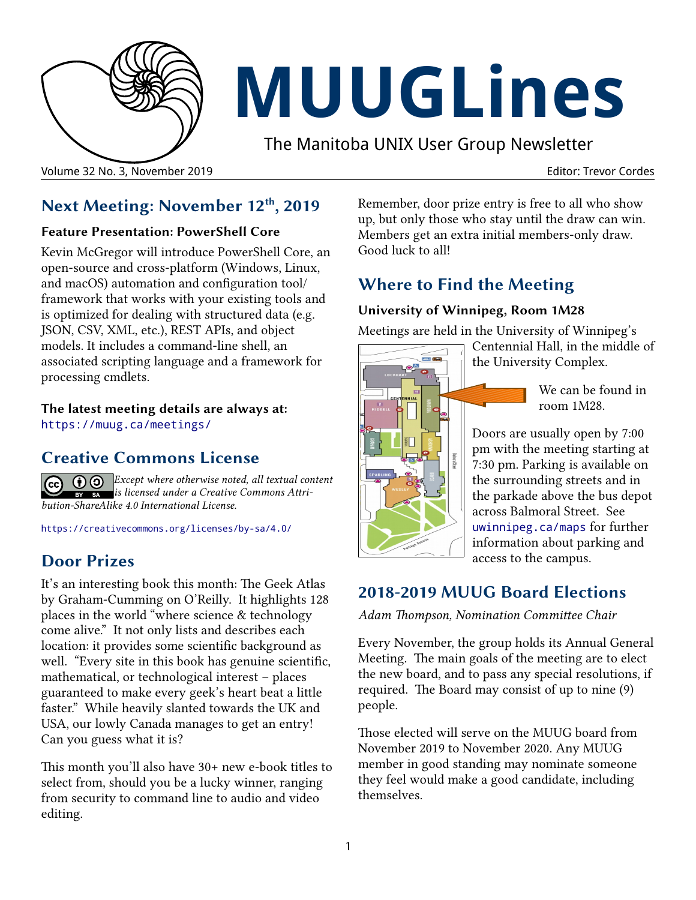# MUUGLines

The Manitoba UNIX User Group Newsletter

Volume 32 No. 3, November 2019 — Editor: Trevor Cordes

## Next Meeting: November 12th, 2019

### Feature Presentation: PowerShell Core

Kevin McGregor will introduce PowerShell Core, an open-source and cross-platform (Windows, Linux, and macOS) automation and configuration tool/ framework that works with your existing tools and is optimized for dealing with structured data (e.g. JSON, CSV, XML, etc.), REST APIs, and object models. It includes a command-line shell, an associated scripting language and a framework for processing cmdlets.

**The latest meeting details are always at:**
https://muug.ca/meetings/

## Creative Commons License

*Except where otherwise noted, all textual content is licensed under a Creative Commons Attribution-ShareAlike 4.0 International License.*

https://creativecommons.org/licenses/by-sa/4.0/

## Door Prizes

It's an interesting book this month: The Geek Atlas by Graham-Cumming on O'Reilly. It highlights 128 places in the world "where science & technology come alive." It not only lists and describes each location: it provides some scientific background as well. "Every site in this book has genuine scientific, mathematical, or technological interest – places guaranteed to make every geek's heart beat a little faster." While heavily slanted towards the UK and USA, our lowly Canada manages to get an entry! Can you guess what it is?

This month you'll also have 30+ new e-book titles to select from, should you be a lucky winner, ranging from security to command line to audio and video editing.

Remember, door prize entry is free to all who show up, but only those who stay until the draw can win. Members get an extra initial members-only draw. Good luck to all!

## Where to Find the Meeting

### University of Winnipeg, Room 1M28

Meetings are held in the University of Winnipeg's Centennial Hall, in the middle of the University Complex.

We can be found in room 1M28.

Doors are usually open by 7:00 pm with the meeting starting at 7:30 pm. Parking is available on the surrounding streets and in the parkade above the bus depot across Balmoral Street. See uwinnipeg.ca/maps for further information about parking and access to the campus.

## 2018-2019 MUUG Board Elections

*Adam Thompson, Nomination Committee Chair*

Every November, the group holds its Annual General Meeting. The main goals of the meeting are to elect the new board, and to pass any special resolutions, if required. The Board may consist of up to nine (9) people.

Those elected will serve on the MUUG board from November 2019 to November 2020. Any MUUG member in good standing may nominate someone they feel would make a good candidate, including themselves.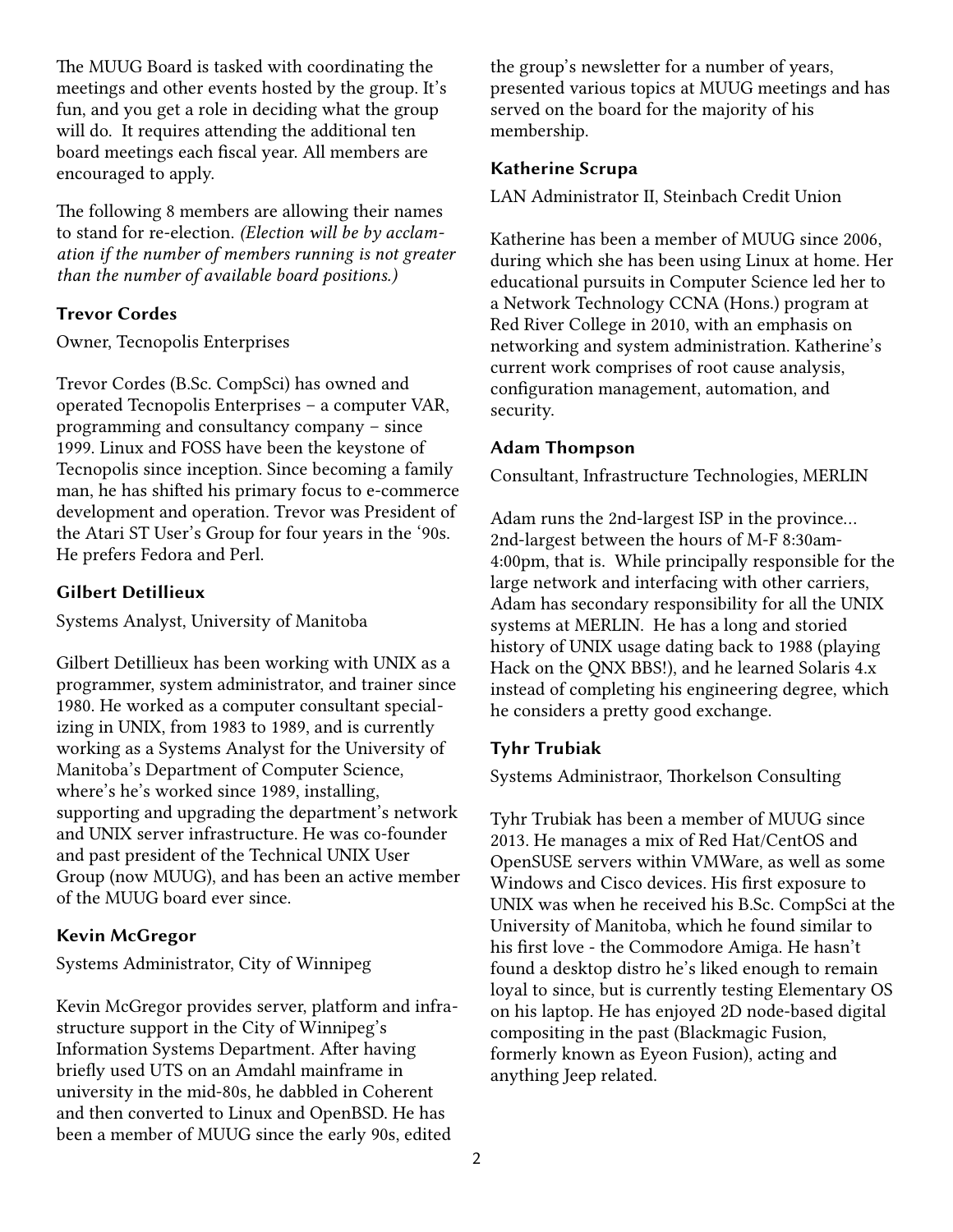The MUUG Board is tasked with coordinating the meetings and other events hosted by the group. It's fun, and you get a role in deciding what the group will do. It requires attending the additional ten board meetings each fiscal year. All members are encouraged to apply.

The following 8 members are allowing their names to stand for re-election. *(Election will be by acclamation if the number of members running is not greater than the number of available board positions.)*

### Trevor Cordes

Owner, Tecnopolis Enterprises

Trevor Cordes (B.Sc. CompSci) has owned and operated Tecnopolis Enterprises – a computer VAR, programming and consultancy company – since 1999. Linux and FOSS have been the keystone of Tecnopolis since inception. Since becoming a family man, he has shifted his primary focus to e-commerce development and operation. Trevor was President of the Atari ST User's Group for four years in the '90s. He prefers Fedora and Perl.

### Gilbert Detillieux

Systems Analyst, University of Manitoba

Gilbert Detillieux has been working with UNIX as a programmer, system administrator, and trainer since 1980. He worked as a computer consultant specializing in UNIX, from 1983 to 1989, and is currently working as a Systems Analyst for the University of Manitoba's Department of Computer Science, where's he's worked since 1989, installing, supporting and upgrading the department's network and UNIX server infrastructure. He was co-founder and past president of the Technical UNIX User Group (now MUUG), and has been an active member of the MUUG board ever since.

### Kevin McGregor

Systems Administrator, City of Winnipeg

Kevin McGregor provides server, platform and infrastructure support in the City of Winnipeg's Information Systems Department. After having briefly used UTS on an Amdahl mainframe in university in the mid-80s, he dabbled in Coherent and then converted to Linux and OpenBSD. He has been a member of MUUG since the early 90s, edited the group's newsletter for a number of years, presented various topics at MUUG meetings and has served on the board for the majority of his membership.

### Katherine Scrupa

LAN Administrator II, Steinbach Credit Union

Katherine has been a member of MUUG since 2006, during which she has been using Linux at home. Her educational pursuits in Computer Science led her to a Network Technology CCNA (Hons.) program at Red River College in 2010, with an emphasis on networking and system administration. Katherine's current work comprises of root cause analysis, configuration management, automation, and security.

### Adam Thompson

Consultant, Infrastructure Technologies, MERLIN

Adam runs the 2nd-largest ISP in the province... 2nd-largest between the hours of M-F 8:30am-4:00pm, that is. While principally responsible for the large network and interfacing with other carriers, Adam has secondary responsibility for all the UNIX systems at MERLIN. He has a long and storied history of UNIX usage dating back to 1988 (playing Hack on the QNX BBS!), and he learned Solaris 4.x instead of completing his engineering degree, which he considers a pretty good exchange.

### Tyhr Trubiak

Systems Administraor, Thorkelson Consulting

Tyhr Trubiak has been a member of MUUG since 2013. He manages a mix of Red Hat/CentOS and OpenSUSE servers within VMWare, as well as some Windows and Cisco devices. His first exposure to UNIX was when he received his B.Sc. CompSci at the University of Manitoba, which he found similar to his first love - the Commodore Amiga. He hasn't found a desktop distro he's liked enough to remain loyal to since, but is currently testing Elementary OS on his laptop. He has enjoyed 2D node-based digital compositing in the past (Blackmagic Fusion, formerly known as Eyeon Fusion), acting and anything Jeep related.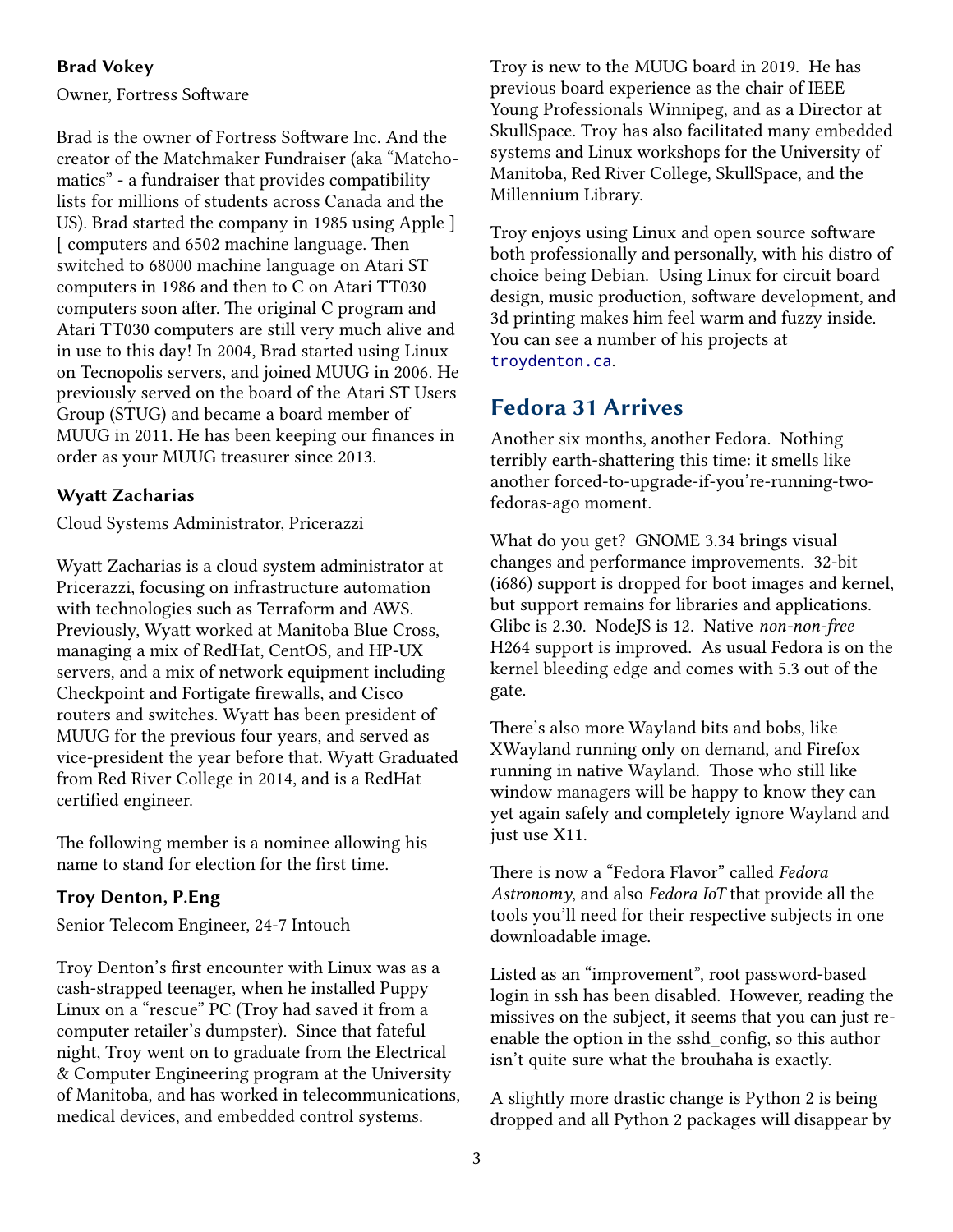### Brad Vokey

Owner, Fortress Software

Brad is the owner of Fortress Software Inc. And the creator of the Matchmaker Fundraiser (aka "Matchomatics" - a fundraiser that provides compatibility lists for millions of students across Canada and the US). Brad started the company in 1985 using Apple ][ computers and 6502 machine language. Then switched to 68000 machine language on Atari ST computers in 1986 and then to C on Atari TT030 computers soon after. The original C program and Atari TT030 computers are still very much alive and in use to this day! In 2004, Brad started using Linux on Tecnopolis servers, and joined MUUG in 2006. He previously served on the board of the Atari ST Users Group (STUG) and became a board member of MUUG in 2011. He has been keeping our finances in order as your MUUG treasurer since 2013.

### Wyatt Zacharias

Cloud Systems Administrator, Pricerazzi

Wyatt Zacharias is a cloud system administrator at Pricerazzi, focusing on infrastructure automation with technologies such as Terraform and AWS. Previously, Wyatt worked at Manitoba Blue Cross, managing a mix of RedHat, CentOS, and HP-UX servers, and a mix of network equipment including Checkpoint and Fortigate firewalls, and Cisco routers and switches. Wyatt has been president of MUUG for the previous four years, and served as vice-president the year before that. Wyatt Graduated from Red River College in 2014, and is a RedHat certified engineer.

The following member is a nominee allowing his name to stand for election for the first time.

### Troy Denton, P.Eng

Senior Telecom Engineer, 24-7 Intouch

Troy Denton's first encounter with Linux was as a cash-strapped teenager, when he installed Puppy Linux on a "rescue" PC (Troy had saved it from a computer retailer's dumpster). Since that fateful night, Troy went on to graduate from the Electrical & Computer Engineering program at the University of Manitoba, and has worked in telecommunications, medical devices, and embedded control systems.

Troy is new to the MUUG board in 2019. He has previous board experience as the chair of IEEE Young Professionals Winnipeg, and as a Director at SkullSpace. Troy has also facilitated many embedded systems and Linux workshops for the University of Manitoba, Red River College, SkullSpace, and the Millennium Library.

Troy enjoys using Linux and open source software both professionally and personally, with his distro of choice being Debian. Using Linux for circuit board design, music production, software development, and 3d printing makes him feel warm and fuzzy inside. You can see a number of his projects at `troydenton.ca`.

## Fedora 31 Arrives

Another six months, another Fedora. Nothing terribly earth-shattering this time: it smells like another forced-to-upgrade-if-you're-running-two-fedoras-ago moment.

What do you get? GNOME 3.34 brings visual changes and performance improvements. 32-bit (i686) support is dropped for boot images and kernel, but support remains for libraries and applications. Glibc is 2.30. NodeJS is 12. Native *non-non-free* H264 support is improved. As usual Fedora is on the kernel bleeding edge and comes with 5.3 out of the gate.

There's also more Wayland bits and bobs, like XWayland running only on demand, and Firefox running in native Wayland. Those who still like window managers will be happy to know they can yet again safely and completely ignore Wayland and just use X11.

There is now a "Fedora Flavor" called *Fedora Astronomy*, and also *Fedora IoT* that provide all the tools you'll need for their respective subjects in one downloadable image.

Listed as an "improvement", root password-based login in ssh has been disabled. However, reading the missives on the subject, it seems that you can just re-enable the option in the sshd_config, so this author isn't quite sure what the brouhaha is exactly.

A slightly more drastic change is Python 2 is being dropped and all Python 2 packages will disappear by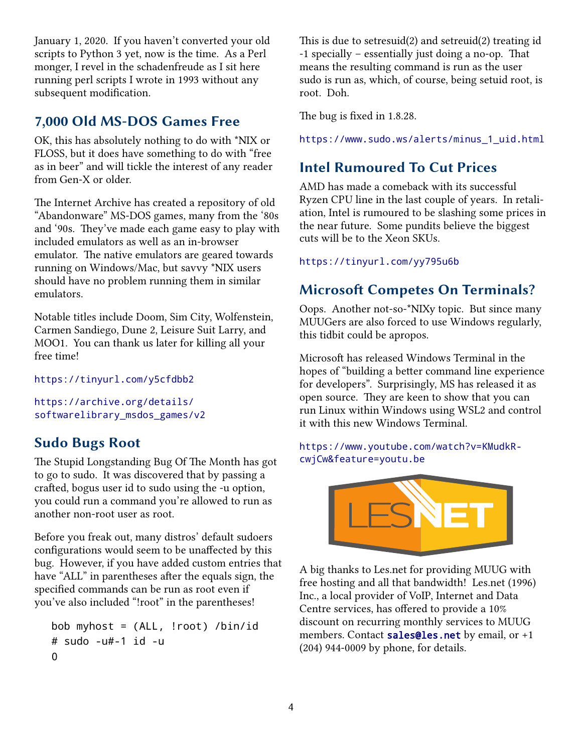January 1, 2020. If you haven't converted your old scripts to Python 3 yet, now is the time. As a Perl monger, I revel in the schadenfreude as I sit here running perl scripts I wrote in 1993 without any subsequent modification.

## 7,000 Old MS-DOS Games Free

OK, this has absolutely nothing to do with *NIX or FLOSS, but it does have something to do with "free as in beer" and will tickle the interest of any reader from Gen-X or older.

The Internet Archive has created a repository of old "Abandonware" MS-DOS games, many from the '80s and '90s. They've made each game easy to play with included emulators as well as an in-browser emulator. The native emulators are geared towards running on Windows/Mac, but savvy *NIX users should have no problem running them in similar emulators.

Notable titles include Doom, Sim City, Wolfenstein, Carmen Sandiego, Dune 2, Leisure Suit Larry, and MOO1. You can thank us later for killing all your free time!

https://tinyurl.com/y5cfdbb2

https://archive.org/details/softwarelibrary_msdos_games/v2

## Sudo Bugs Root

The Stupid Longstanding Bug Of The Month has got to go to sudo. It was discovered that by passing a crafted, bogus user id to sudo using the -u option, you could run a command you're allowed to run as another non-root user as root.

Before you freak out, many distros' default sudoers configurations would seem to be unaffected by this bug. However, if you have added custom entries that have "ALL" in parentheses after the equals sign, the specified commands can be run as root even if you've also included "!root" in the parentheses!

```
bob myhost = (ALL, !root) /bin/id
# sudo -u#-1 id -u
0
```

This is due to setresuid(2) and setreuid(2) treating id -1 specially – essentially just doing a no-op. That means the resulting command is run as the user sudo is run as, which, of course, being setuid root, is root. Doh.

The bug is fixed in 1.8.28.

https://www.sudo.ws/alerts/minus_1_uid.html

## Intel Rumoured To Cut Prices

AMD has made a comeback with its successful Ryzen CPU line in the last couple of years. In retaliation, Intel is rumoured to be slashing some prices in the near future. Some pundits believe the biggest cuts will be to the Xeon SKUs.

https://tinyurl.com/yy795u6b

## Microsoft Competes On Terminals?

Oops. Another not-so-*NIXy topic. But since many MUUGers are also forced to use Windows regularly, this tidbit could be apropos.

Microsoft has released Windows Terminal in the hopes of "building a better command line experience for developers". Surprisingly, MS has released it as open source. They are keen to show that you can run Linux within Windows using WSL2 and control it with this new Windows Terminal.

https://www.youtube.com/watch?v=KMudkR-cwjCw&feature=youtu.be

LESNET

A big thanks to Les.net for providing MUUG with free hosting and all that bandwidth! Les.net (1996) Inc., a local provider of VoIP, Internet and Data Centre services, has offered to provide a 10% discount on recurring monthly services to MUUG members. Contact **sales@les.net** by email, or +1 (204) 944-0009 by phone, for details.